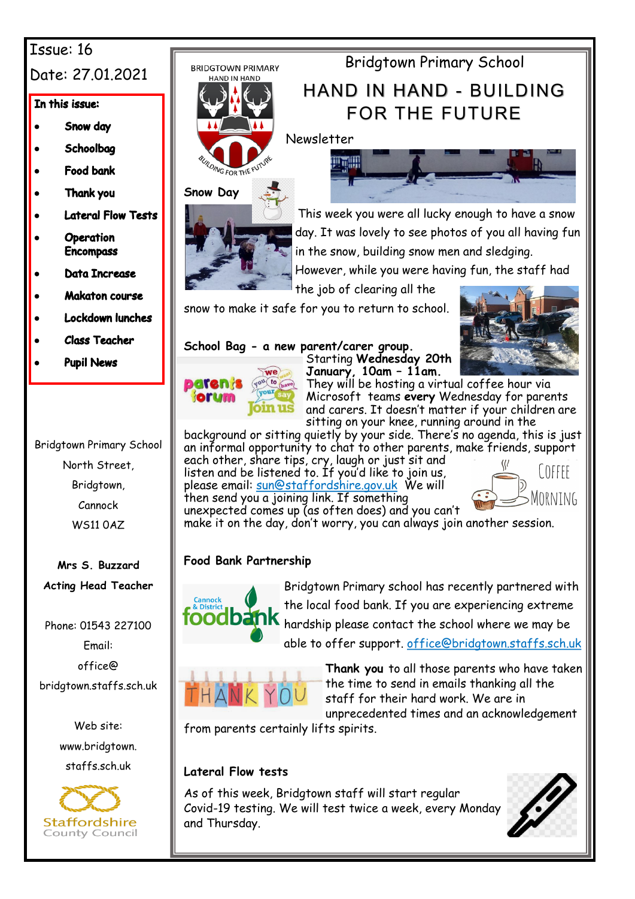Issue: 16

Date: 27.01.2021

**In this issue:**

- **Snow day**
- **Schoolbag**
- **Food bank**
- **Thank you**
- **Lateral Flow Tests**
- **Operation Encompass**
- **Data Increase**
- **Makaton course**
- **Lockdown lunches**
- **Class Teacher**
- **Pupil News**

Bridgtown Primary School
North Street,
Bridgtown,
Cannock
WS11 0AZ

**Mrs S. Buzzard**
**Acting Head Teacher**

Phone: 01543 227100
Email:
office@bridgtown.staffs.sch.uk

Web site:
www.bridgtown.staffs.sch.uk

Staffordshire County Council

# Bridgtown Primary School

## HAND IN HAND - BUILDING FOR THE FUTURE

Newsletter

### Snow Day

This week you were all lucky enough to have a snow day. It was lovely to see photos of you all having fun in the snow, building snow men and sledging. However, while you were having fun, the staff had the job of clearing all the snow to make it safe for you to return to school.

### School Bag - a new parent/carer group.

Starting **Wednesday 20th January, 10am – 11am.**

They will be hosting a virtual coffee hour via Microsoft teams **every** Wednesday for parents and carers. It doesn't matter if your children are sitting on your knee, running around in the background or sitting quietly by your side. There's no agenda, this is just an informal opportunity to chat to other parents, make friends, support each other, share tips, cry, laugh or just sit and listen and be listened to. If you'd like to join us, please email: sun@staffordshire.gov.uk We will then send you a joining link. If something unexpected comes up (as often does) and you can't make it on the day, don't worry, you can always join another session.

### Food Bank Partnership

Bridgtown Primary school has recently partnered with the local food bank. If you are experiencing extreme hardship please contact the school where we may be able to offer support. office@bridgtown.staffs.sch.uk

**Thank you** to all those parents who have taken the time to send in emails thanking all the staff for their hard work. We are in unprecedented times and an acknowledgement from parents certainly lifts spirits.

### Lateral Flow tests

As of this week, Bridgtown staff will start regular Covid-19 testing. We will test twice a week, every Monday and Thursday.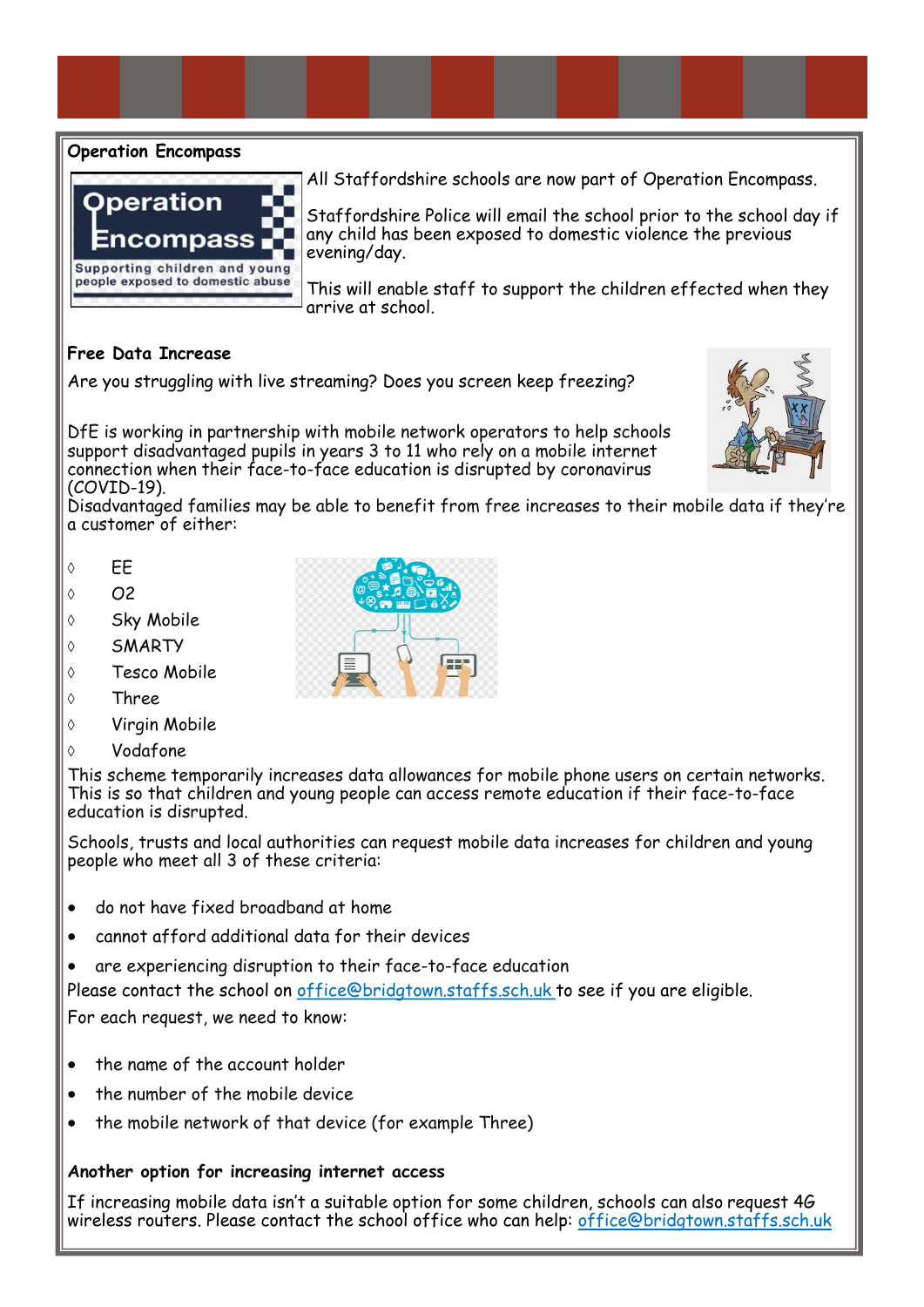## Operation Encompass

All Staffordshire schools are now part of Operation Encompass.

Staffordshire Police will email the school prior to the school day if any child has been exposed to domestic violence the previous evening/day.

This will enable staff to support the children effected when they arrive at school.

## Free Data Increase

Are you struggling with live streaming? Does you screen keep freezing?

DfE is working in partnership with mobile network operators to help schools support disadvantaged pupils in years 3 to 11 who rely on a mobile internet connection when their face-to-face education is disrupted by coronavirus (COVID-19).

Disadvantaged families may be able to benefit from free increases to their mobile data if they're a customer of either:

- EE
- O2
- Sky Mobile
- SMARTY
- Tesco Mobile
- Three
- Virgin Mobile
- Vodafone

This scheme temporarily increases data allowances for mobile phone users on certain networks. This is so that children and young people can access remote education if their face-to-face education is disrupted.

Schools, trusts and local authorities can request mobile data increases for children and young people who meet all 3 of these criteria:

- do not have fixed broadband at home
- cannot afford additional data for their devices
- are experiencing disruption to their face-to-face education

Please contact the school on office@bridgtown.staffs.sch.uk to see if you are eligible.

For each request, we need to know:

- the name of the account holder
- the number of the mobile device
- the mobile network of that device (for example Three)

### Another option for increasing internet access

If increasing mobile data isn't a suitable option for some children, schools can also request 4G wireless routers. Please contact the school office who can help: office@bridgtown.staffs.sch.uk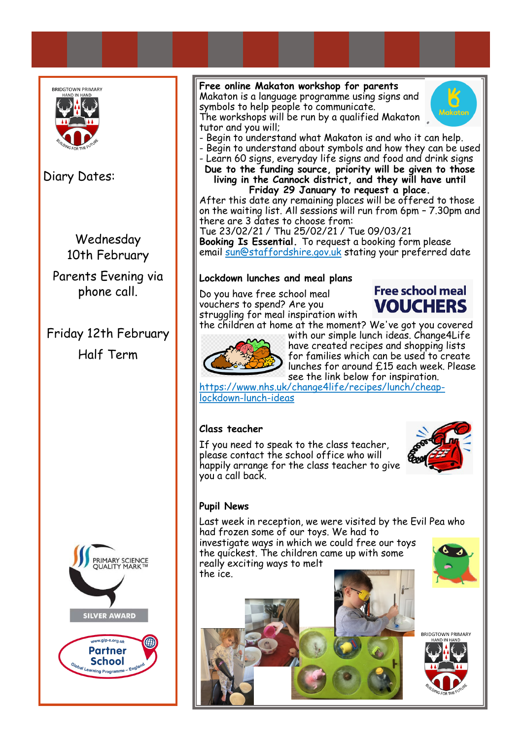BRIDGTOWN PRIMARY
HAND IN HAND
BUILDING FOR THE FUTURE

## Diary Dates:

Wednesday 10th February

Parents Evening via phone call.

Friday 12th February

Half Term

PRIMARY SCIENCE QUALITY MARK™
SILVER AWARD

www.glp-e.org.uk
Partner School
Global Learning Programme – England

### Free online Makaton workshop for parents

Makaton is a language programme using signs and symbols to help people to communicate.
The workshops will be run by a qualified Makaton tutor and you will;

- Begin to understand what Makaton is and who it can help.
- Begin to understand about symbols and how they can be used
- Learn 60 signs, everyday life signs and food and drink signs

**Due to the funding source, priority will be given to those living in the Cannock district, and they will have until Friday 29 January to request a place.**

After this date any remaining places will be offered to those on the waiting list. All sessions will run from 6pm – 7.30pm and there are 3 dates to choose from:
Tue 23/02/21 / Thu 25/02/21 / Tue 09/03/21

**Booking Is Essential.** To request a booking form please email sun@staffordshire.gov.uk stating your preferred date

### Lockdown lunches and meal plans

Free school meal VOUCHERS

Do you have free school meal vouchers to spend? Are you struggling for meal inspiration with the children at home at the moment? We've got you covered with our simple lunch ideas. Change4Life have created recipes and shopping lists for families which can be used to create lunches for around £15 each week. Please see the link below for inspiration.

https://www.nhs.uk/change4life/recipes/lunch/cheap-lockdown-lunch-ideas

### Class teacher

If you need to speak to the class teacher, please contact the school office who will happily arrange for the class teacher to give you a call back.

### Pupil News

Last week in reception, we were visited by the Evil Pea who had frozen some of our toys. We had to investigate ways in which we could free our toys the quickest. The children came up with some really exciting ways to melt the ice.